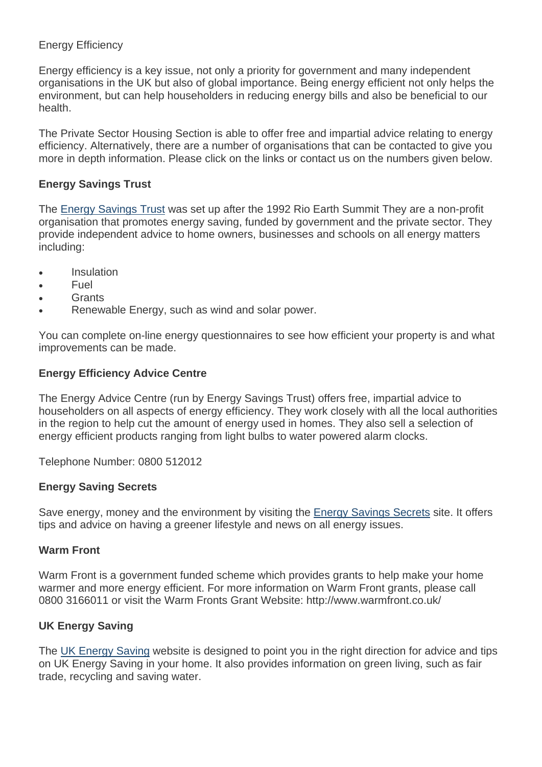Energy Efficiency

Energy efficiency is a key issue, not only a priority for government and many independent organisations in the UK but also of global importance. Being energy efficient not only helps the environment, but can help householders in reducing energy bills and also be beneficial to our health.

The Private Sector Housing Section is able to offer free and impartial advice relating to energy efficiency. Alternatively, there are a number of organisations that can be contacted to give you more in depth information. Please click on the links or contact us on the numbers given below.

**Energy Savings Trust**

The Energy Savings Trust was set up after the 1992 Rio Earth Summit They are a non-profit organisation that promotes energy saving, funded by government and the private sector. They provide independent advice to home owners, businesses and schools on all energy matters including:

- Insulation
- Fuel
- Grants
- Renewable Energy, such as wind and solar power.

You can complete on-line energy questionnaires to see how efficient your property is and what improvements can be made.

**Energy Efficiency Advice Centre**

The Energy Advice Centre (run by Energy Savings Trust) offers free, impartial advice to householders on all aspects of energy efficiency. They work closely with all the local authorities in the region to help cut the amount of energy used in homes. They also sell a selection of energy efficient products ranging from light bulbs to water powered alarm clocks.

Telephone Number: 0800 512012

**Energy Saving Secrets**

Save energy, money and the environment by visiting the Energy Savings Secrets site. It offers tips and advice on having a greener lifestyle and news on all energy issues.

**Warm Front**

Warm Front is a government funded scheme which provides grants to help make your home warmer and more energy efficient. For more information on Warm Front grants, please call 0800 3166011 or visit the Warm Fronts Grant Website: http://www.warmfront.co.uk/

**UK Energy Saving**

The UK Energy Saving website is designed to point you in the right direction for advice and tips on UK Energy Saving in your home. It also provides information on green living, such as fair trade, recycling and saving water.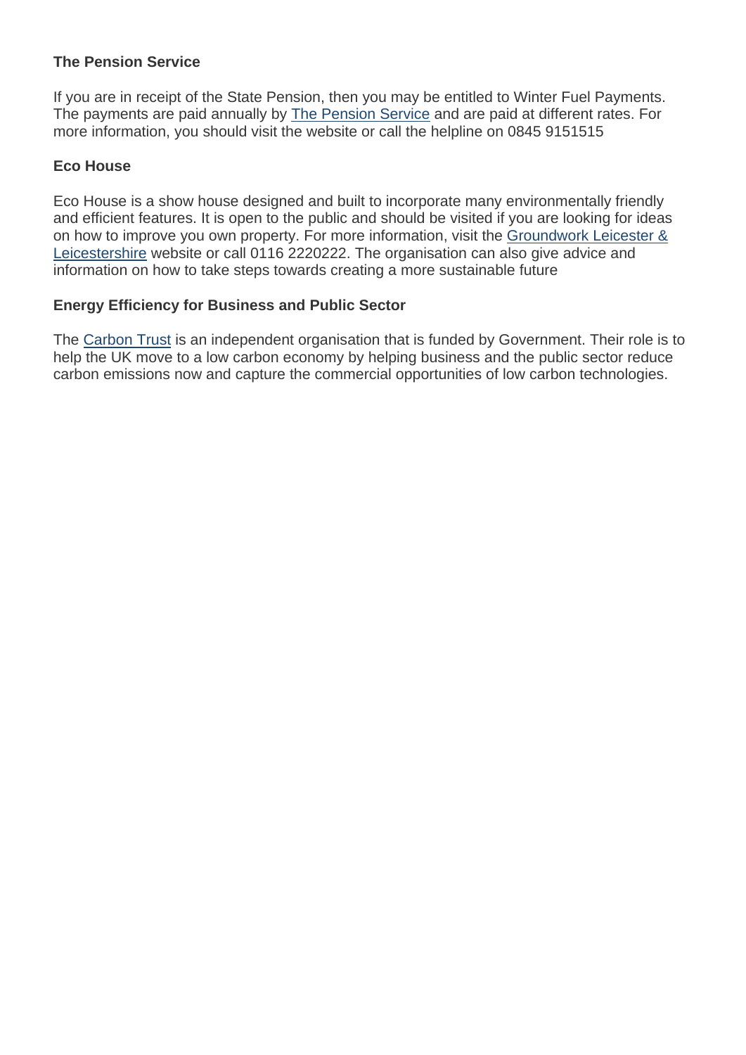**The Pension Service**

If you are in receipt of the State Pension, then you may be entitled to Winter Fuel Payments. The payments are paid annually by The Pension Service and are paid at different rates. For more information, you should visit the website or call the helpline on 0845 9151515

**Eco House**

Eco House is a show house designed and built to incorporate many environmentally friendly and efficient features. It is open to the public and should be visited if you are looking for ideas on how to improve you own property. For more information, visit the Groundwork Leicester & Leicestershire website or call 0116 2220222. The organisation can also give advice and information on how to take steps towards creating a more sustainable future

**Energy Efficiency for Business and Public Sector**

The Carbon Trust is an independent organisation that is funded by Government. Their role is to help the UK move to a low carbon economy by helping business and the public sector reduce carbon emissions now and capture the commercial opportunities of low carbon technologies.